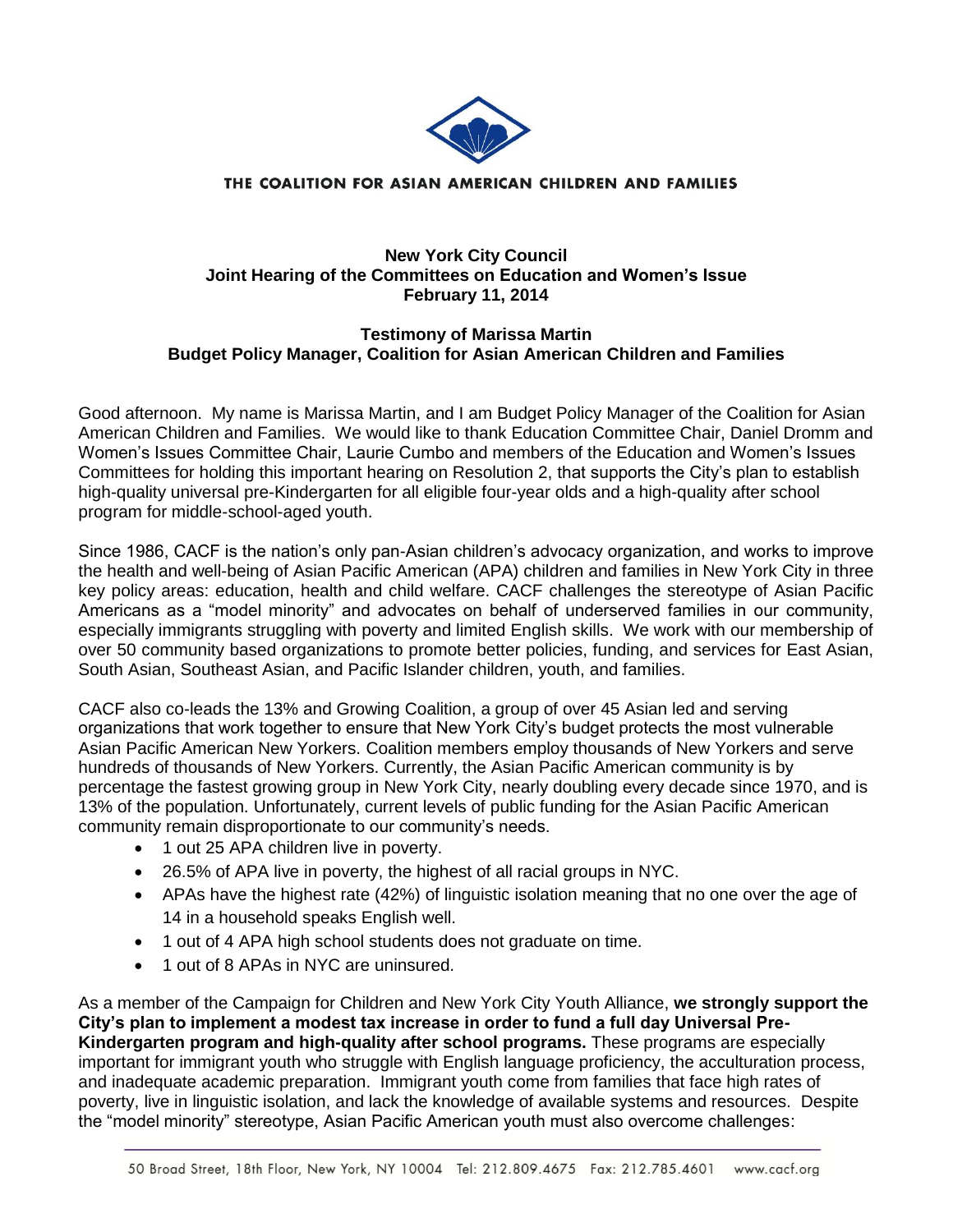THE COALITION FOR ASIAN AMERICAN CHILDREN AND FAMILIES

**New York City Council**
**Joint Hearing of the Committees on Education and Women's Issue**
**February 11, 2014**

**Testimony of Marissa Martin**
**Budget Policy Manager, Coalition for Asian American Children and Families**

Good afternoon. My name is Marissa Martin, and I am Budget Policy Manager of the Coalition for Asian American Children and Families. We would like to thank Education Committee Chair, Daniel Dromm and Women's Issues Committee Chair, Laurie Cumbo and members of the Education and Women's Issues Committees for holding this important hearing on Resolution 2, that supports the City's plan to establish high-quality universal pre-Kindergarten for all eligible four-year olds and a high-quality after school program for middle-school-aged youth.

Since 1986, CACF is the nation's only pan-Asian children's advocacy organization, and works to improve the health and well-being of Asian Pacific American (APA) children and families in New York City in three key policy areas: education, health and child welfare. CACF challenges the stereotype of Asian Pacific Americans as a "model minority" and advocates on behalf of underserved families in our community, especially immigrants struggling with poverty and limited English skills. We work with our membership of over 50 community based organizations to promote better policies, funding, and services for East Asian, South Asian, Southeast Asian, and Pacific Islander children, youth, and families.

CACF also co-leads the 13% and Growing Coalition, a group of over 45 Asian led and serving organizations that work together to ensure that New York City's budget protects the most vulnerable Asian Pacific American New Yorkers. Coalition members employ thousands of New Yorkers and serve hundreds of thousands of New Yorkers. Currently, the Asian Pacific American community is by percentage the fastest growing group in New York City, nearly doubling every decade since 1970, and is 13% of the population. Unfortunately, current levels of public funding for the Asian Pacific American community remain disproportionate to our community's needs.

- 1 out 25 APA children live in poverty.
- 26.5% of APA live in poverty, the highest of all racial groups in NYC.
- APAs have the highest rate (42%) of linguistic isolation meaning that no one over the age of 14 in a household speaks English well.
- 1 out of 4 APA high school students does not graduate on time.
- 1 out of 8 APAs in NYC are uninsured.

As a member of the Campaign for Children and New York City Youth Alliance, **we strongly support the City's plan to implement a modest tax increase in order to fund a full day Universal Pre-Kindergarten program and high-quality after school programs.** These programs are especially important for immigrant youth who struggle with English language proficiency, the acculturation process, and inadequate academic preparation. Immigrant youth come from families that face high rates of poverty, live in linguistic isolation, and lack the knowledge of available systems and resources. Despite the "model minority" stereotype, Asian Pacific American youth must also overcome challenges: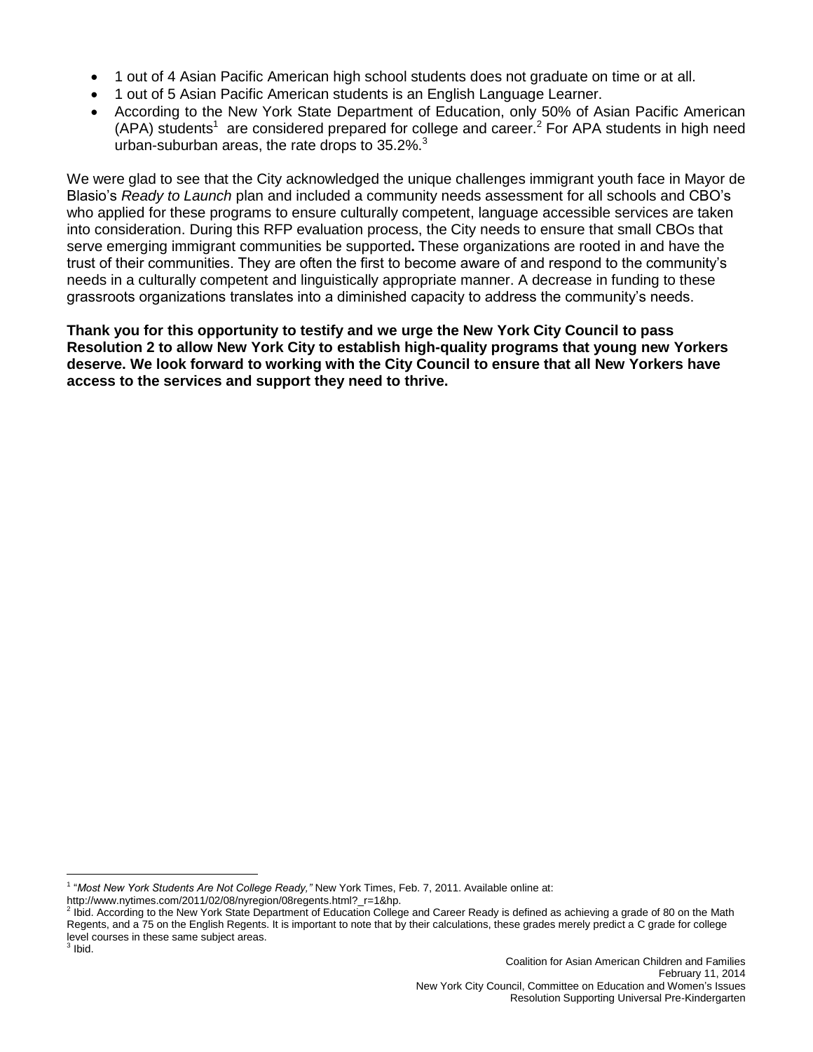- 1 out of 4 Asian Pacific American high school students does not graduate on time or at all.
- 1 out of 5 Asian Pacific American students is an English Language Learner.
- According to the New York State Department of Education, only 50% of Asian Pacific American (APA) students[1] are considered prepared for college and career.[2] For APA students in high need urban-suburban areas, the rate drops to 35.2%.[3]

We were glad to see that the City acknowledged the unique challenges immigrant youth face in Mayor de Blasio's *Ready to Launch* plan and included a community needs assessment for all schools and CBO's who applied for these programs to ensure culturally competent, language accessible services are taken into consideration. During this RFP evaluation process, the City needs to ensure that small CBOs that serve emerging immigrant communities be supported**.** These organizations are rooted in and have the trust of their communities. They are often the first to become aware of and respond to the community's needs in a culturally competent and linguistically appropriate manner. A decrease in funding to these grassroots organizations translates into a diminished capacity to address the community's needs.

**Thank you for this opportunity to testify and we urge the New York City Council to pass Resolution 2 to allow New York City to establish high-quality programs that young new Yorkers deserve. We look forward to working with the City Council to ensure that all New Yorkers have access to the services and support they need to thrive.**

---

[1] "*Most New York Students Are Not College Ready,"* New York Times, Feb. 7, 2011. Available online at: http://www.nytimes.com/2011/02/08/nyregion/08regents.html?_r=1&hp.

[2] Ibid. According to the New York State Department of Education College and Career Ready is defined as achieving a grade of 80 on the Math Regents, and a 75 on the English Regents. It is important to note that by their calculations, these grades merely predict a C grade for college level courses in these same subject areas.

[3] Ibid.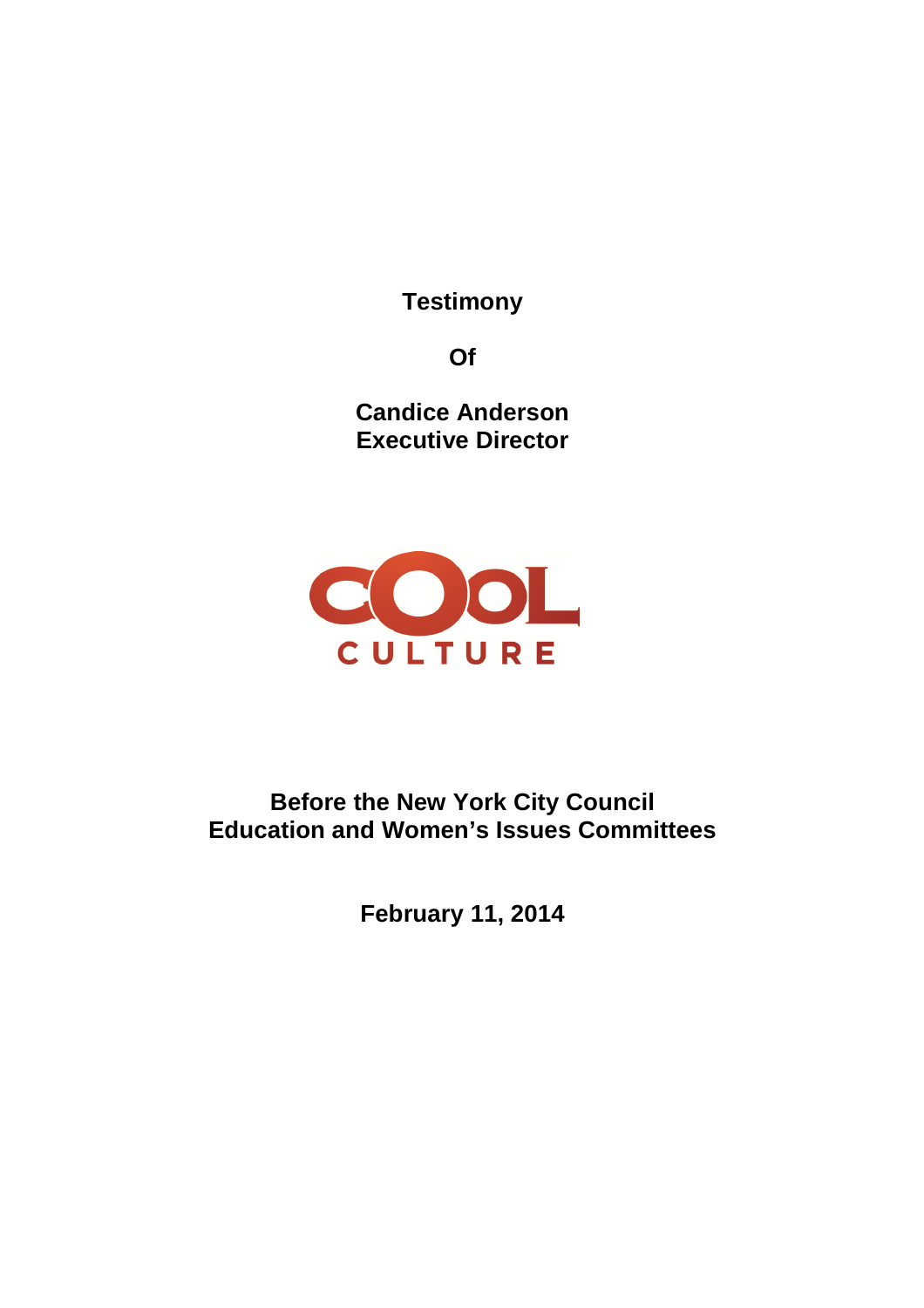**Testimony**

**Of**

**Candice Anderson**
**Executive Director**

COOL CULTURE

**Before the New York City Council**
**Education and Women's Issues Committees**

**February 11, 2014**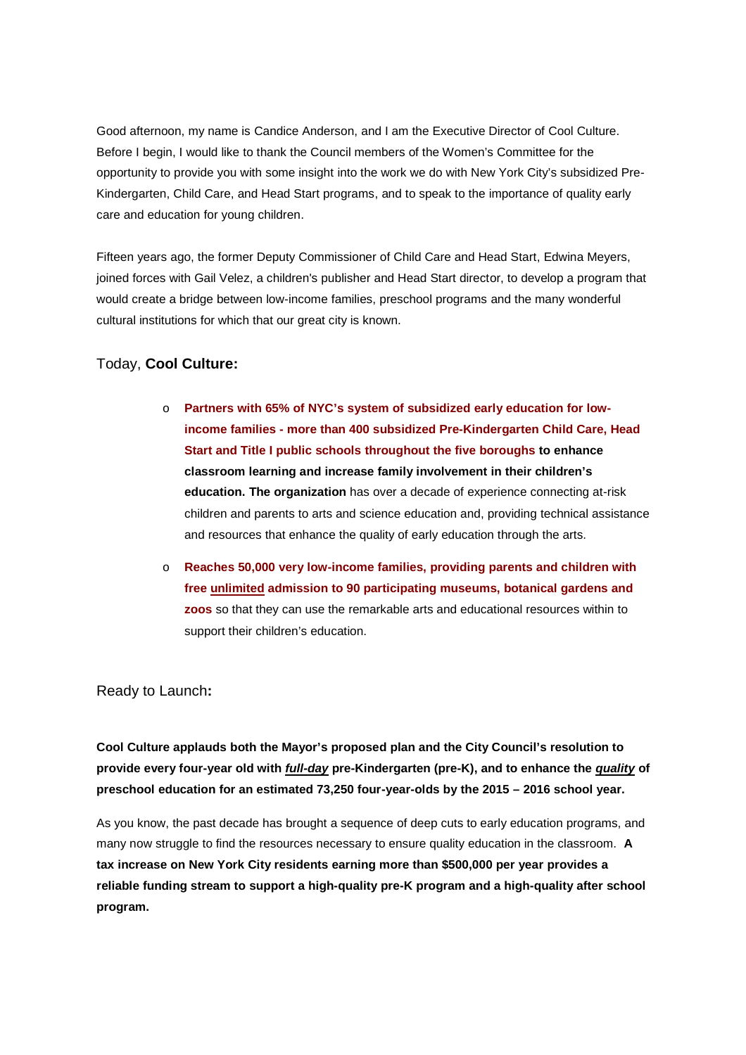Good afternoon, my name is Candice Anderson, and I am the Executive Director of Cool Culture. Before I begin, I would like to thank the Council members of the Women's Committee for the opportunity to provide you with some insight into the work we do with New York City's subsidized Pre-Kindergarten, Child Care, and Head Start programs, and to speak to the importance of quality early care and education for young children.

Fifteen years ago, the former Deputy Commissioner of Child Care and Head Start, Edwina Meyers, joined forces with Gail Velez, a children's publisher and Head Start director, to develop a program that would create a bridge between low-income families, preschool programs and the many wonderful cultural institutions for which that our great city is known.

Today, **Cool Culture:**

- **Partners with 65% of NYC's system of subsidized early education for low-income families - more than 400 subsidized Pre-Kindergarten Child Care, Head Start and Title I public schools throughout the five boroughs to enhance classroom learning and increase family involvement in their children's education. The organization** has over a decade of experience connecting at-risk children and parents to arts and science education and, providing technical assistance and resources that enhance the quality of early education through the arts.
- **Reaches 50,000 very low-income families, providing parents and children with free <u>unlimited</u> admission to 90 participating museums, botanical gardens and zoos** so that they can use the remarkable arts and educational resources within to support their children's education.

Ready to Launch**:**

**Cool Culture applauds both the Mayor's proposed plan and the City Council's resolution to provide every four-year old with *<u>full-day</u>* pre-Kindergarten (pre-K), and to enhance the *<u>quality</u>* of preschool education for an estimated 73,250 four-year-olds by the 2015 – 2016 school year.**

As you know, the past decade has brought a sequence of deep cuts to early education programs, and many now struggle to find the resources necessary to ensure quality education in the classroom. **A tax increase on New York City residents earning more than $500,000 per year provides a reliable funding stream to support a high-quality pre-K program and a high-quality after school program.**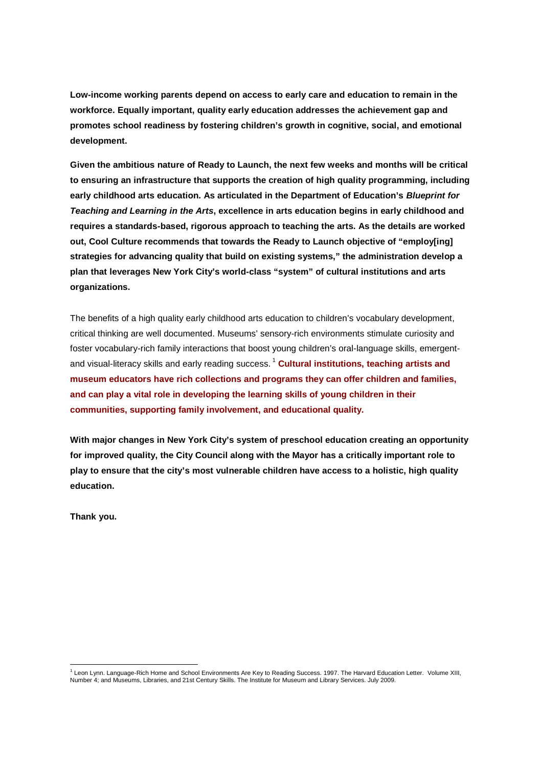**Low-income working parents depend on access to early care and education to remain in the workforce. Equally important, quality early education addresses the achievement gap and promotes school readiness by fostering children's growth in cognitive, social, and emotional development.**

**Given the ambitious nature of Ready to Launch, the next few weeks and months will be critical to ensuring an infrastructure that supports the creation of high quality programming, including early childhood arts education. As articulated in the Department of Education's *Blueprint for Teaching and Learning in the Arts*, excellence in arts education begins in early childhood and requires a standards-based, rigorous approach to teaching the arts. As the details are worked out, Cool Culture recommends that towards the Ready to Launch objective of "employ[ing] strategies for advancing quality that build on existing systems," the administration develop a plan that leverages New York City's world-class "system" of cultural institutions and arts organizations.**

The benefits of a high quality early childhood arts education to children's vocabulary development, critical thinking are well documented. Museums' sensory-rich environments stimulate curiosity and foster vocabulary-rich family interactions that boost young children's oral-language skills, emergent- and visual-literacy skills and early reading success. [1] **Cultural institutions, teaching artists and museum educators have rich collections and programs they can offer children and families, and can play a vital role in developing the learning skills of young children in their communities, supporting family involvement, and educational quality.**

**With major changes in New York City's system of preschool education creating an opportunity for improved quality, the City Council along with the Mayor has a critically important role to play to ensure that the city's most vulnerable children have access to a holistic, high quality education.**

**Thank you.**

---

[1] Leon Lynn. Language-Rich Home and School Environments Are Key to Reading Success. 1997. The Harvard Education Letter. Volume XIII, Number 4; and Museums, Libraries, and 21st Century Skills. The Institute for Museum and Library Services. July 2009.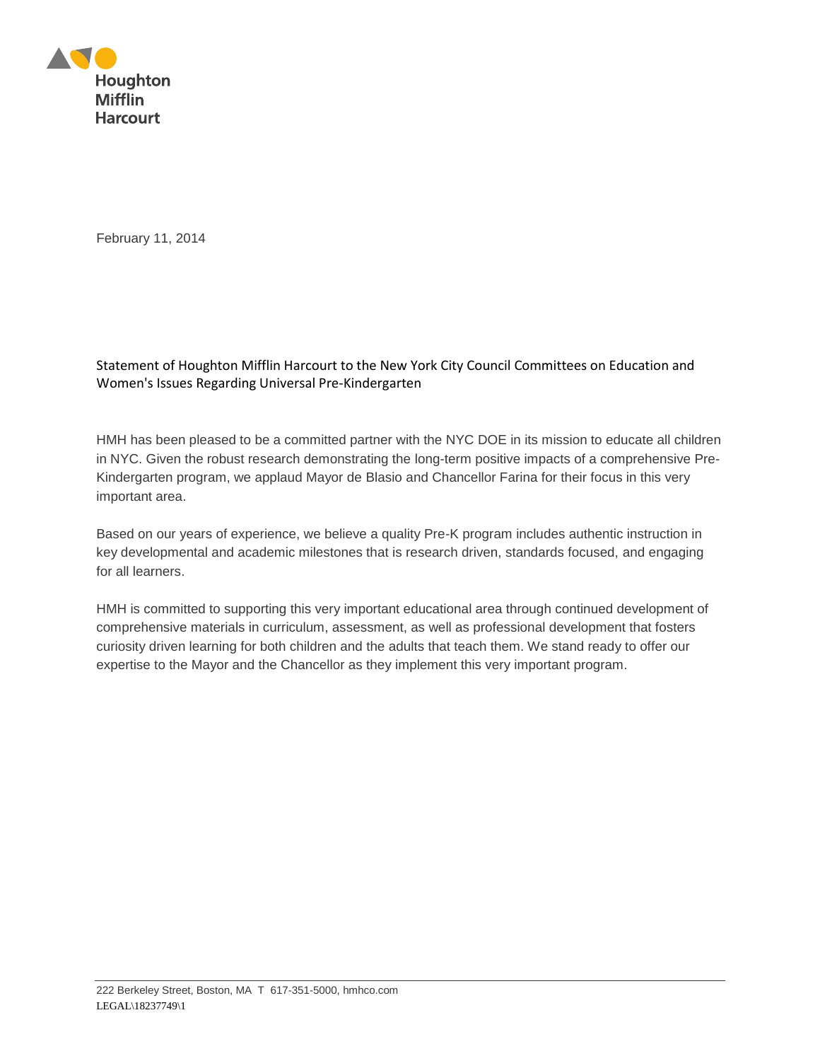Houghton
Mifflin
Harcourt

February 11, 2014

## Statement of Houghton Mifflin Harcourt to the New York City Council Committees on Education and Women's Issues Regarding Universal Pre-Kindergarten

HMH has been pleased to be a committed partner with the NYC DOE in its mission to educate all children in NYC. Given the robust research demonstrating the long-term positive impacts of a comprehensive Pre-Kindergarten program, we applaud Mayor de Blasio and Chancellor Farina for their focus in this very important area.

Based on our years of experience, we believe a quality Pre-K program includes authentic instruction in key developmental and academic milestones that is research driven, standards focused, and engaging for all learners.

HMH is committed to supporting this very important educational area through continued development of comprehensive materials in curriculum, assessment, as well as professional development that fosters curiosity driven learning for both children and the adults that teach them. We stand ready to offer our expertise to the Mayor and the Chancellor as they implement this very important program.

222 Berkeley Street, Boston, MA T 617-351-5000, hmhco.com
LEGAL\18237749\1